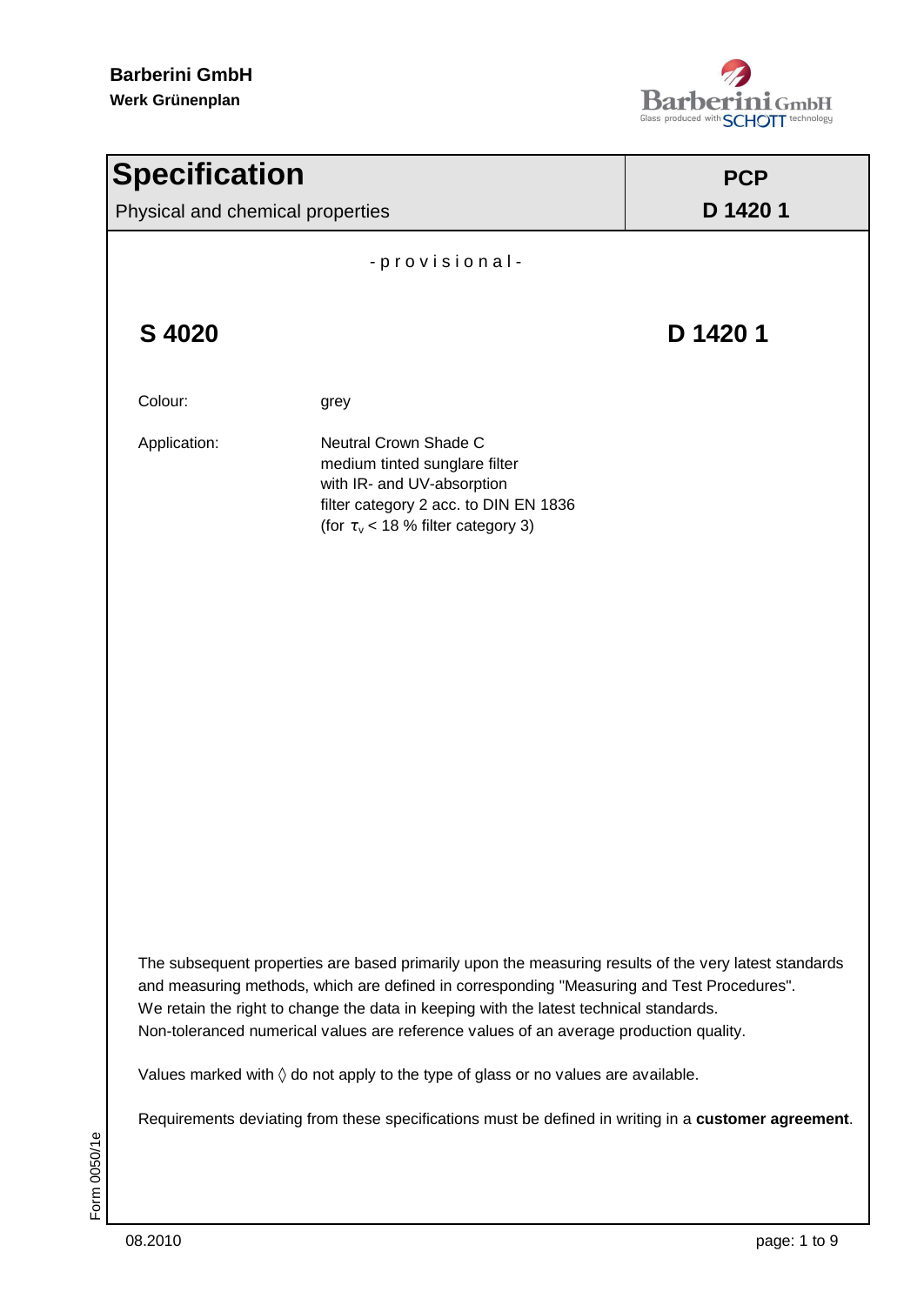**Barberini GmbH**
**Werk Grünenplan**

# Specification

Physical and chemical properties

**PCP**
**D 1420 1**

- p r o v i s i o n a l -

## S 4020

## D 1420 1

| | |
|---|---|
| Colour: | grey |
| Application: | Neutral Crown Shade C<br>medium tinted sunglare filter<br>with IR- and UV-absorption<br>filter category 2 acc. to DIN EN 1836<br>(for $\tau_v$ < 18 % filter category 3) |

The subsequent properties are based primarily upon the measuring results of the very latest standards and measuring methods, which are defined in corresponding "Measuring and Test Procedures".
We retain the right to change the data in keeping with the latest technical standards.
Non-toleranced numerical values are reference values of an average production quality.

Values marked with ◊ do not apply to the type of glass or no values are available.

Requirements deviating from these specifications must be defined in writing in a **customer agreement**.

Form 0050/1e

08.2010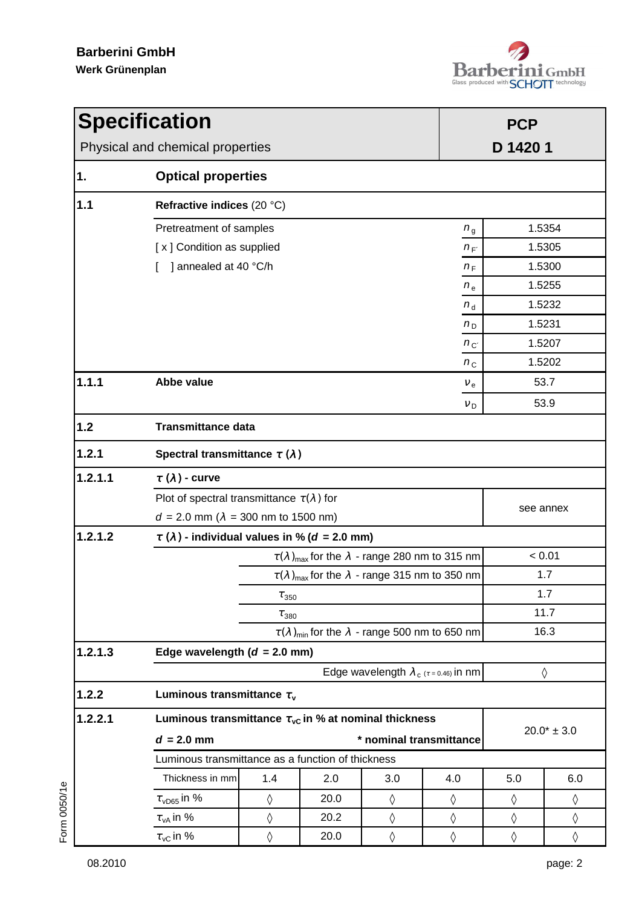Barberini GmbH
Werk Grünenplan

# Specification

Physical and chemical properties

**PCP**
**D 1420 1**

## 1. Optical properties

### 1.1 Refractive indices (20 °C)

Pretreatment of samples
[ x ] Condition as supplied
[ ] annealed at 40 °C/h

| | |
|---|---|
| $n_g$ | 1.5354 |
| $n_{F'}$ | 1.5305 |
| $n_F$ | 1.5300 |
| $n_e$ | 1.5255 |
| $n_d$ | 1.5232 |
| $n_D$ | 1.5231 |
| $n_{C'}$ | 1.5207 |
| $n_C$ | 1.5202 |

### 1.1.1 Abbe value

| | |
|---|---|
| $\nu_e$ | 53.7 |
| $\nu_D$ | 53.9 |

### 1.2 Transmittance data

#### 1.2.1 Spectral transmittance $\tau(\lambda)$

##### 1.2.1.1 $\tau(\lambda)$ - curve

| | |
|---|---|
| Plot of spectral transmittance $\tau(\lambda)$ for $d$ = 2.0 mm ($\lambda$ = 300 nm to 1500 nm) | see annex |

##### 1.2.1.2 $\tau(\lambda)$ - individual values in % ($d$ = 2.0 mm)

| | |
|---|---|
| $\tau(\lambda)_{max}$ for the $\lambda$ - range 280 nm to 315 nm | < 0.01 |
| $\tau(\lambda)_{max}$ for the $\lambda$ - range 315 nm to 350 nm | 1.7 |
| $\tau_{350}$ | 1.7 |
| $\tau_{380}$ | 11.7 |
| $\tau(\lambda)_{min}$ for the $\lambda$ - range 500 nm to 650 nm | 16.3 |

##### 1.2.1.3 Edge wavelength ($d$ = 2.0 mm)

| | |
|---|---|
| Edge wavelength $\lambda_c$ $_{(\tau = 0.46)}$ in nm | ◊ |

#### 1.2.2 Luminous transmittance $\tau_v$

##### 1.2.2.1 Luminous transmittance $\tau_{vC}$ in % at nominal thickness

| | |
|---|---|
| **$d$ = 2.0 mm** — * nominal transmittance | 20.0* ± 3.0 |

Luminous transmittance as a function of thickness

| Thickness in mm | 1.4 | 2.0 | 3.0 | 4.0 | 5.0 | 6.0 |
|---|---|---|---|---|---|---|
| $\tau_{vD65}$ in % | ◊ | 20.0 | ◊ | ◊ | ◊ | ◊ |
| $\tau_{vA}$ in % | ◊ | 20.2 | ◊ | ◊ | ◊ | ◊ |
| $\tau_{vC}$ in % | ◊ | 20.0 | ◊ | ◊ | ◊ | ◊ |

Form 0050/1e

08.2010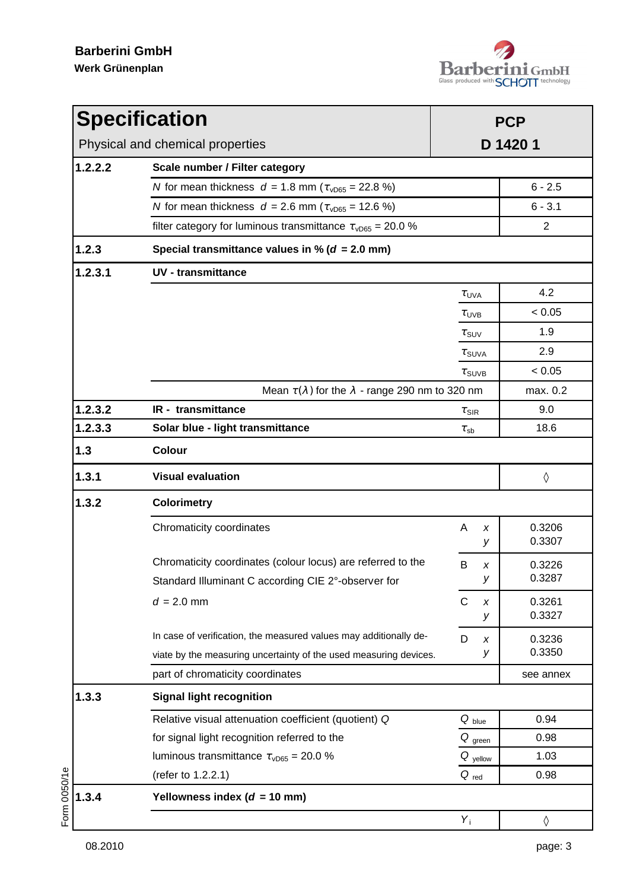**Barberini GmbH**
**Werk Grünenplan**

# Specification

Physical and chemical properties

**PCP**
**D 1420 1**

| | | | |
|---|---|---|---|
| **1.2.2.2** | **Scale number / Filter category** | | |
| | $N$ for mean thickness $d$ = 1.8 mm ($\tau_{vD65}$ = 22.8 %) | | 6 - 2.5 |
| | $N$ for mean thickness $d$ = 2.6 mm ($\tau_{vD65}$ = 12.6 %) | | 6 - 3.1 |
| | filter category for luminous transmittance $\tau_{vD65}$ = 20.0 % | | 2 |
| **1.2.3** | **Special transmittance values in % ($d$ = 2.0 mm)** | | |
| **1.2.3.1** | **UV - transmittance** | | |
| | | $\tau_{UVA}$ | 4.2 |
| | | $\tau_{UVB}$ | < 0.05 |
| | | $\tau_{SUV}$ | 1.9 |
| | | $\tau_{SUVA}$ | 2.9 |
| | | $\tau_{SUVB}$ | < 0.05 |
| | Mean $\tau(\lambda)$ for the $\lambda$ - range 290 nm to 320 nm | | max. 0.2 |
| **1.2.3.2** | **IR - transmittance** | $\tau_{SIR}$ | 9.0 |
| **1.2.3.3** | **Solar blue - light transmittance** | $\tau_{sb}$ | 18.6 |
| **1.3** | **Colour** | | |
| **1.3.1** | **Visual evaluation** | | ◊ |
| **1.3.2** | **Colorimetry** | | |
| | Chromaticity coordinates | A $x$ / $y$ | 0.3206 / 0.3307 |
| | Chromaticity coordinates (colour locus) are referred to the Standard Illuminant C according CIE 2°-observer for | B $x$ / $y$ | 0.3226 / 0.3287 |
| | $d$ = 2.0 mm | C $x$ / $y$ | 0.3261 / 0.3327 |
| | In case of verification, the measured values may additionally deviate by the measuring uncertainty of the used measuring devices. | D $x$ / $y$ | 0.3236 / 0.3350 |
| | part of chromaticity coordinates | | see annex |
| **1.3.3** | **Signal light recognition** | | |
| | Relative visual attenuation coefficient (quotient) $Q$ | $Q_{blue}$ | 0.94 |
| | for signal light recognition referred to the | $Q_{green}$ | 0.98 |
| | luminous transmittance $\tau_{vD65}$ = 20.0 % | $Q_{yellow}$ | 1.03 |
| | (refer to 1.2.2.1) | $Q_{red}$ | 0.98 |
| **1.3.4** | **Yellowness index ($d$ = 10 mm)** | | |
| | | $Y_i$ | ◊ |

Form 0050/1e

08.2010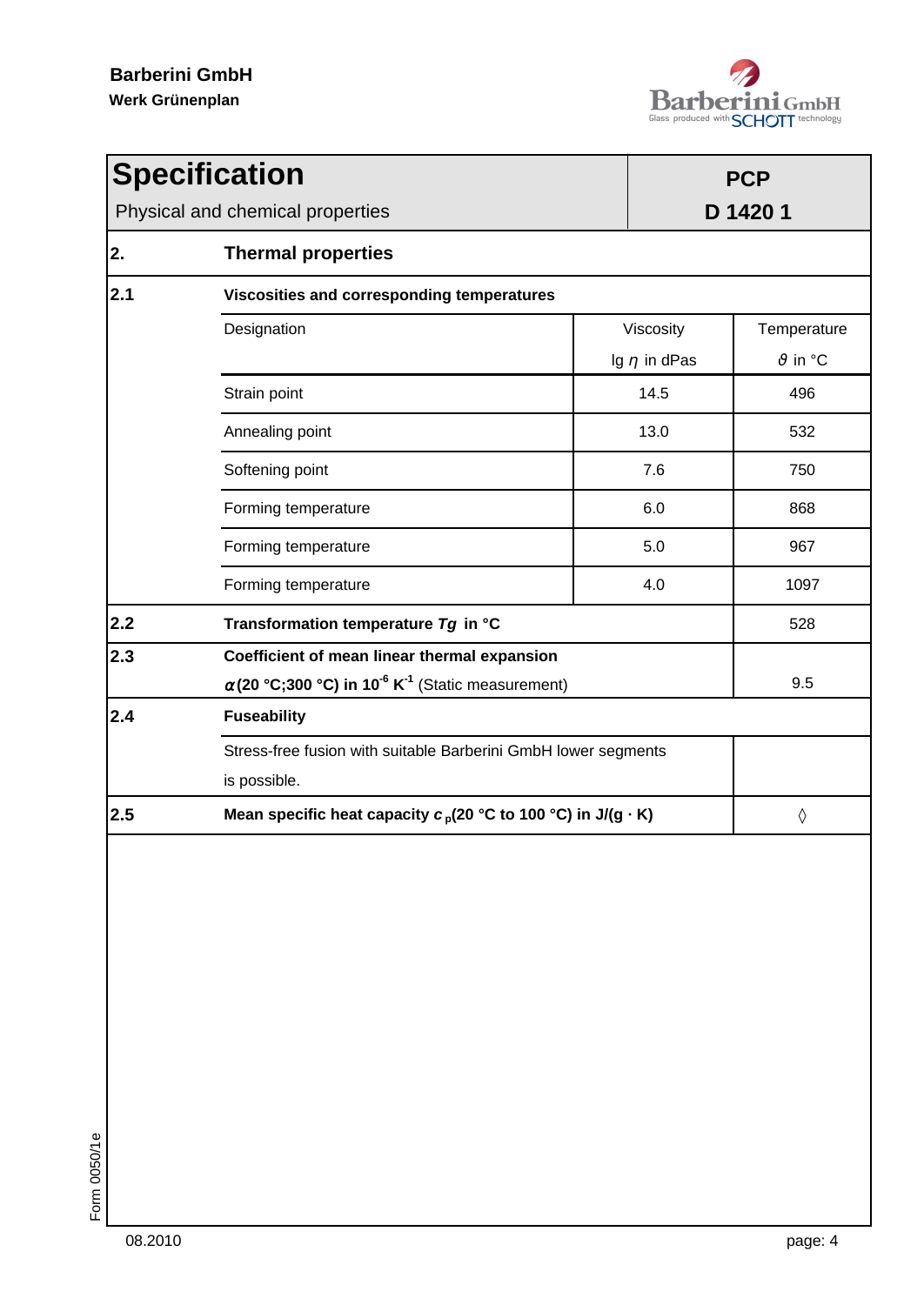Barberini GmbH
Werk Grünenplan

# Specification

Physical and chemical properties

**PCP**
**D 1420 1**

## 2. Thermal properties

### 2.1 Viscosities and corresponding temperatures

| Designation | Viscosity lg $\eta$ in dPas | Temperature $\vartheta$ in °C |
|---|---|---|
| Strain point | 14.5 | 496 |
| Annealing point | 13.0 | 532 |
| Softening point | 7.6 | 750 |
| Forming temperature | 6.0 | 868 |
| Forming temperature | 5.0 | 967 |
| Forming temperature | 4.0 | 1097 |

| | | |
|---|---|---|
| **2.2** | **Transformation temperature *Tg* in °C** | 528 |
| **2.3** | **Coefficient of mean linear thermal expansion** **$\alpha$(20 °C;300 °C) in $10^{-6}$ $K^{-1}$** (Static measurement) | 9.5 |
| **2.4** | **Fuseability** Stress-free fusion with suitable Barberini GmbH lower segments is possible. | |
| **2.5** | **Mean specific heat capacity $c_p$(20 °C to 100 °C) in J/(g · K)** | ◊ |

Form 0050/1e

08.2010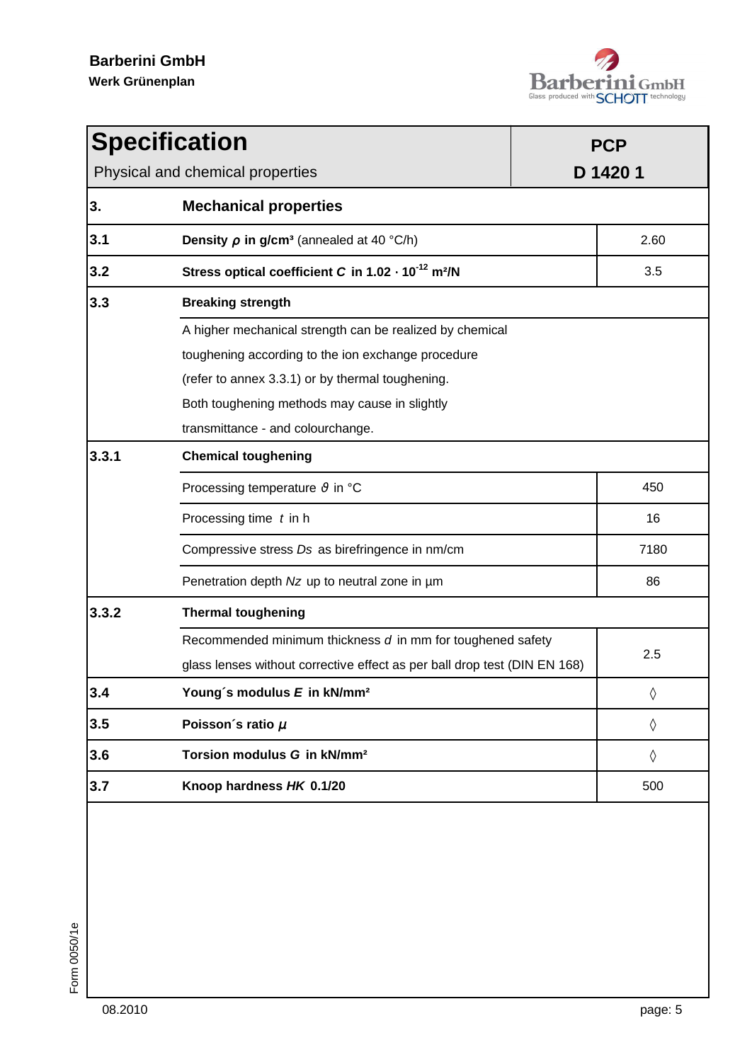Barberini GmbH
Werk Grünenplan

# Specification

Physical and chemical properties

**PCP**
**D 1420 1**

| | | |
|---|---|---|
| **3.** | **Mechanical properties** | |
| **3.1** | **Density** $\rho$ **in g/cm³** (annealed at 40 °C/h) | 2.60 |
| **3.2** | **Stress optical coefficient** $C$ **in** $1.02 \cdot 10^{-12}$ **m²/N** | 3.5 |
| **3.3** | **Breaking strength** | |
| | A higher mechanical strength can be realized by chemical toughening according to the ion exchange procedure (refer to annex 3.3.1) or by thermal toughening. Both toughening methods may cause in slightly transmittance - and colourchange. | |
| **3.3.1** | **Chemical toughening** | |
| | Processing temperature $\vartheta$ in °C | 450 |
| | Processing time $t$ in h | 16 |
| | Compressive stress $Ds$ as birefringence in nm/cm | 7180 |
| | Penetration depth $Nz$ up to neutral zone in µm | 86 |
| **3.3.2** | **Thermal toughening** | |
| | Recommended minimum thickness $d$ in mm for toughened safety glass lenses without corrective effect as per ball drop test (DIN EN 168) | 2.5 |
| **3.4** | **Young´s modulus** $E$ **in kN/mm²** | ◊ |
| **3.5** | **Poisson´s ratio** $\mu$ | ◊ |
| **3.6** | **Torsion modulus** $G$ **in kN/mm²** | ◊ |
| **3.7** | **Knoop hardness** $HK$ **0.1/20** | 500 |

Form 0050/1e

08.2010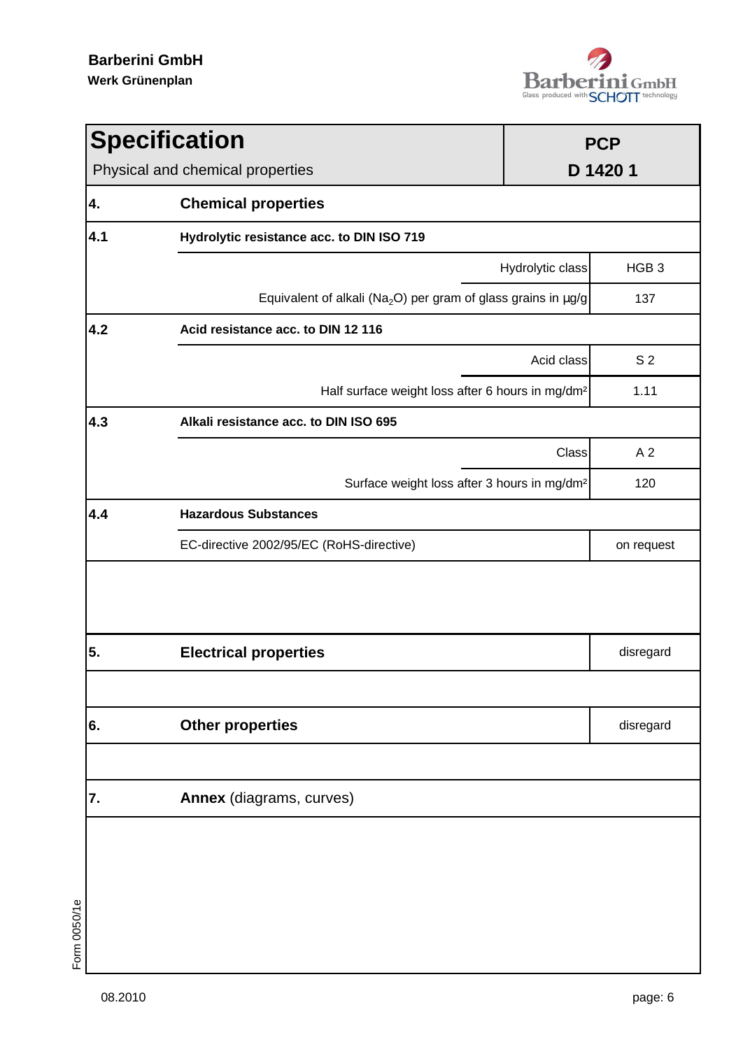**Barberini GmbH**
**Werk Grünenplan**

# Specification

Physical and chemical properties

**PCP**
**D 1420 1**

| | | |
|---|---|---|
| **4.** | **Chemical properties** | |
| **4.1** | **Hydrolytic resistance acc. to DIN ISO 719** | |
| | Hydrolytic class | HGB 3 |
| | Equivalent of alkali ($Na_2O$) per gram of glass grains in µg/g | 137 |
| **4.2** | **Acid resistance acc. to DIN 12 116** | |
| | Acid class | S 2 |
| | Half surface weight loss after 6 hours in mg/dm² | 1.11 |
| **4.3** | **Alkali resistance acc. to DIN ISO 695** | |
| | Class | A 2 |
| | Surface weight loss after 3 hours in mg/dm² | 120 |
| **4.4** | **Hazardous Substances** | |
| | EC-directive 2002/95/EC (RoHS-directive) | on request |
| **5.** | **Electrical properties** | disregard |
| **6.** | **Other properties** | disregard |
| **7.** | **Annex** (diagrams, curves) | |

Form 0050/1e

08.2010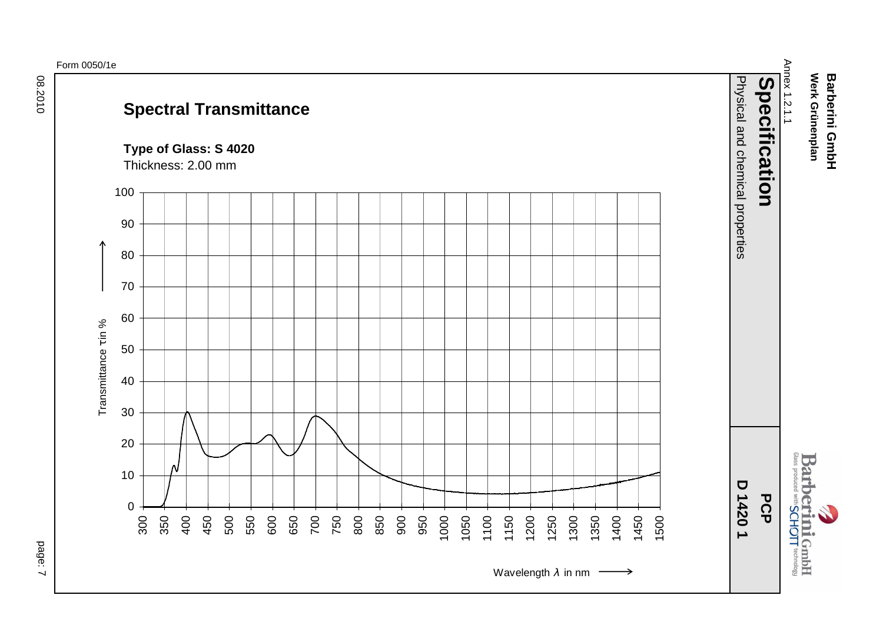Barberini GmbH
Werk Grünenplan

Annex 1.2.1.1

# Specification

Physical and chemical properties

PCP
D 1420 1

Form 0050/1e

## Spectral Transmittance

**Type of Glass: S 4020**
Thickness: 2.00 mm

Transmittance τ in %

Wavelength λ in nm

08.2010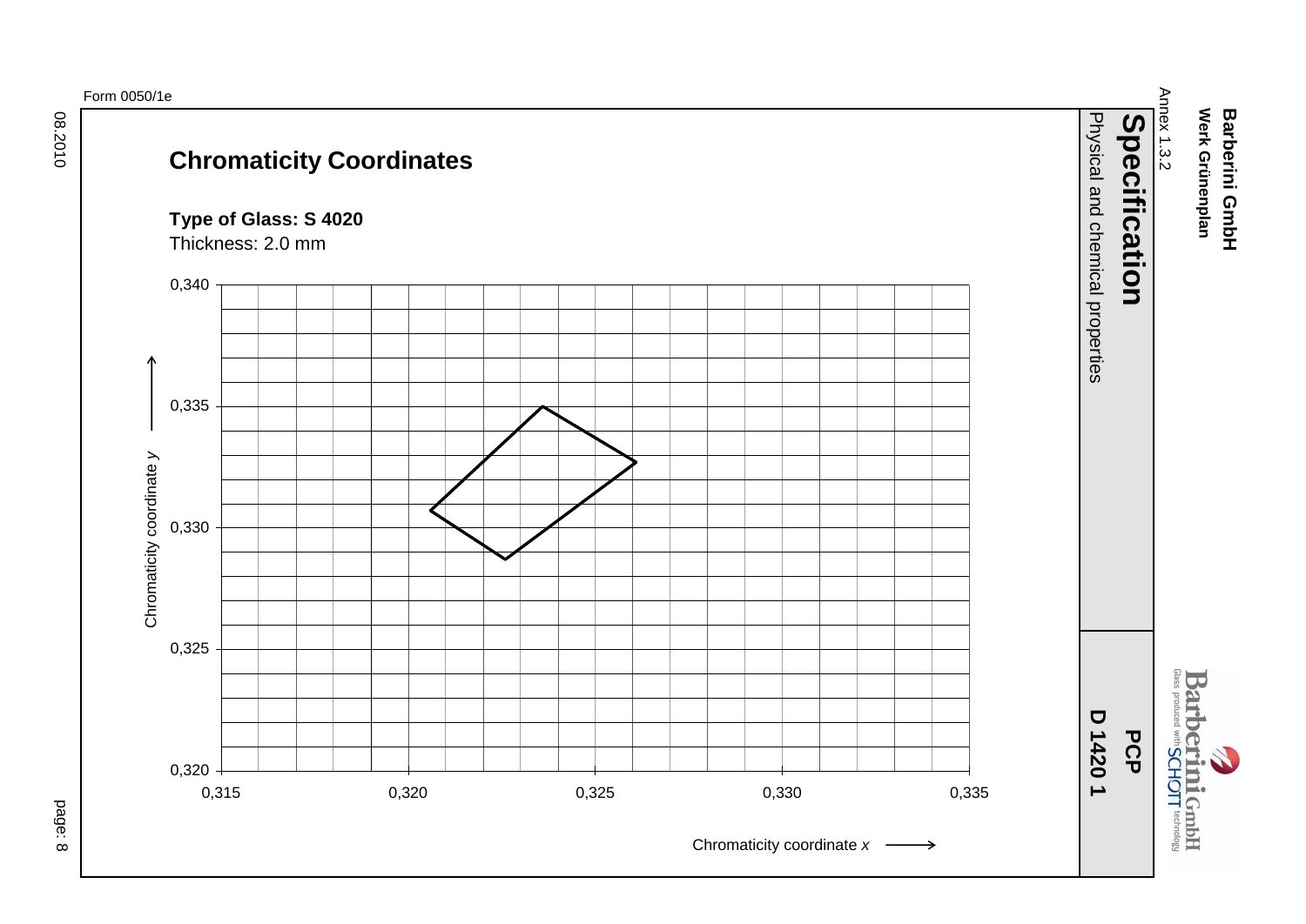Barberini GmbH
Werk Grünenplan

Annex 1.3.2

**Specification**
Physical and chemical properties

**PCP**
**D 1420 1**

Form 0050/1e

## Chromaticity Coordinates

**Type of Glass: S 4020**
Thickness: 2.0 mm

Chromaticity coordinate *y*

0,340
0,335
0,330
0,325
0,320

0,315 0,320 0,325 0,330 0,335

Chromaticity coordinate *x*

08.2010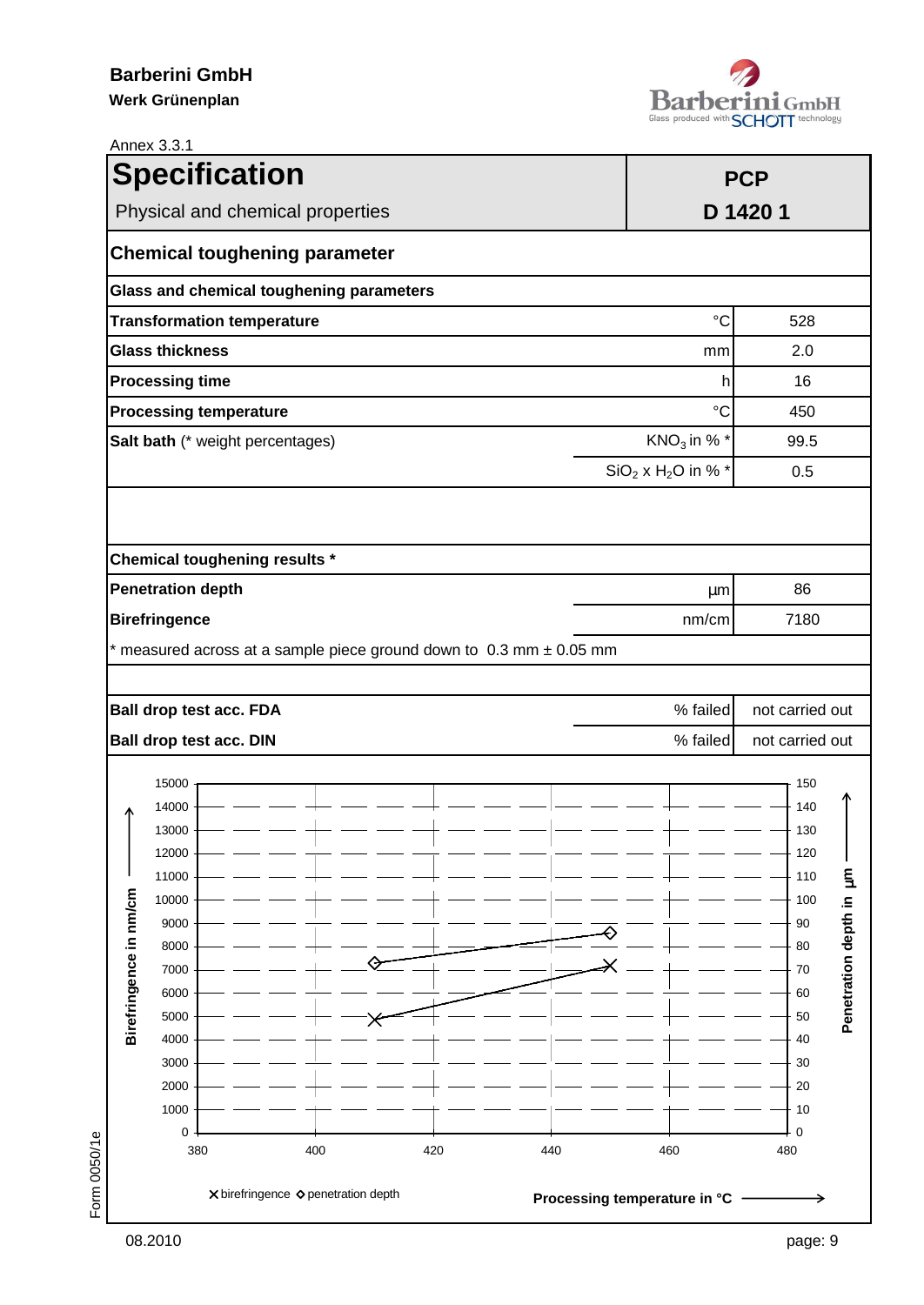**Barberini GmbH**
**Werk Grünenplan**

Annex 3.3.1

# Specification

Physical and chemical properties

**PCP**
**D 1420 1**

## Chemical toughening parameter

| | | |
|---|---|---|
| **Glass and chemical toughening parameters** | | |
| **Transformation temperature** | °C | 528 |
| **Glass thickness** | mm | 2.0 |
| **Processing time** | h | 16 |
| **Processing temperature** | °C | 450 |
| **Salt bath** (* weight percentages) | $KNO_3$ in % * | 99.5 |
| | $SiO_2$ x $H_2O$ in % * | 0.5 |

| | | |
|---|---|---|
| **Chemical toughening results *** | | |
| **Penetration depth** | µm | 86 |
| **Birefringence** | nm/cm | 7180 |

* measured across at a sample piece ground down to 0.3 mm ± 0.05 mm

| | | |
|---|---|---|
| **Ball drop test acc. FDA** | % failed | not carried out |
| **Ball drop test acc. DIN** | % failed | not carried out |

Birefringence in nm/cm

15000
14000
13000
12000
11000
10000
9000
8000
7000
6000
5000
4000
3000
2000
1000
0

Penetration depth in µm

150
140
130
120
110
100
90
80
70
60
50
40
30
20
10
0

380 400 420 440 460 480

× birefringence ◇ penetration depth

Processing temperature in °C

Form 0050/1e

08.2010